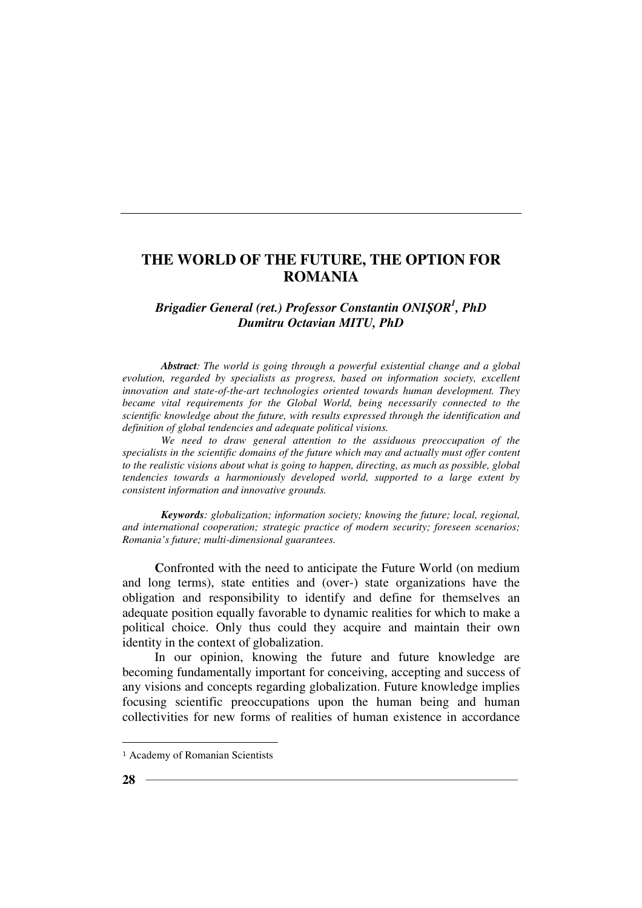# THE WORLD OF THE FUTURE, THE OPTION FOR ROMANIA

***Brigadier General (ret.) Professor Constantin ONIŞOR[1], PhD***
***Dumitru Octavian MITU, PhD***

***Abstract****: The world is going through a powerful existential change and a global evolution, regarded by specialists as progress, based on information society, excellent innovation and state-of-the-art technologies oriented towards human development. They became vital requirements for the Global World, being necessarily connected to the scientific knowledge about the future, with results expressed through the identification and definition of global tendencies and adequate political visions.*

*We need to draw general attention to the assiduous preoccupation of the specialists in the scientific domains of the future which may and actually must offer content to the realistic visions about what is going to happen, directing, as much as possible, global tendencies towards a harmoniously developed world, supported to a large extent by consistent information and innovative grounds.*

***Keywords****: globalization; information society; knowing the future; local, regional, and international cooperation; strategic practice of modern security; foreseen scenarios; Romania's future; multi-dimensional guarantees.*

**C**onfronted with the need to anticipate the Future World (on medium and long terms), state entities and (over-) state organizations have the obligation and responsibility to identify and define for themselves an adequate position equally favorable to dynamic realities for which to make a political choice. Only thus could they acquire and maintain their own identity in the context of globalization.

In our opinion, knowing the future and future knowledge are becoming fundamentally important for conceiving, accepting and success of any visions and concepts regarding globalization. Future knowledge implies focusing scientific preoccupations upon the human being and human collectivities for new forms of realities of human existence in accordance

---

[1] Academy of Romanian Scientists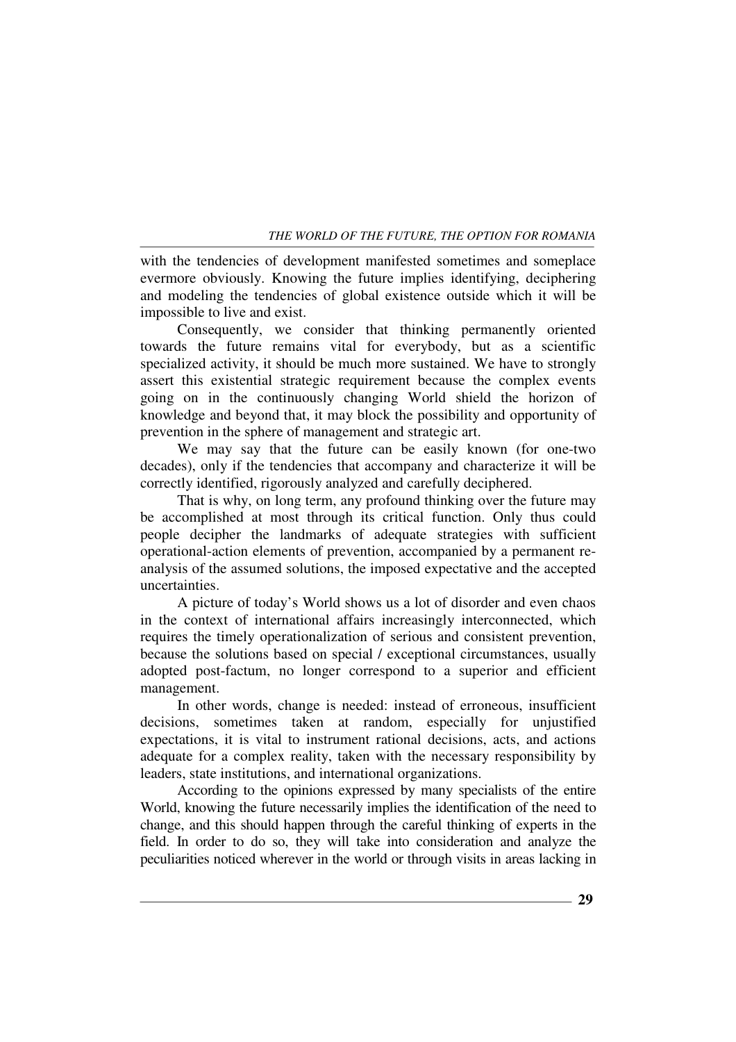with the tendencies of development manifested sometimes and someplace evermore obviously. Knowing the future implies identifying, deciphering and modeling the tendencies of global existence outside which it will be impossible to live and exist.

Consequently, we consider that thinking permanently oriented towards the future remains vital for everybody, but as a scientific specialized activity, it should be much more sustained. We have to strongly assert this existential strategic requirement because the complex events going on in the continuously changing World shield the horizon of knowledge and beyond that, it may block the possibility and opportunity of prevention in the sphere of management and strategic art.

We may say that the future can be easily known (for one-two decades), only if the tendencies that accompany and characterize it will be correctly identified, rigorously analyzed and carefully deciphered.

That is why, on long term, any profound thinking over the future may be accomplished at most through its critical function. Only thus could people decipher the landmarks of adequate strategies with sufficient operational-action elements of prevention, accompanied by a permanent re-analysis of the assumed solutions, the imposed expectative and the accepted uncertainties.

A picture of today's World shows us a lot of disorder and even chaos in the context of international affairs increasingly interconnected, which requires the timely operationalization of serious and consistent prevention, because the solutions based on special / exceptional circumstances, usually adopted post-factum, no longer correspond to a superior and efficient management.

In other words, change is needed: instead of erroneous, insufficient decisions, sometimes taken at random, especially for unjustified expectations, it is vital to instrument rational decisions, acts, and actions adequate for a complex reality, taken with the necessary responsibility by leaders, state institutions, and international organizations.

According to the opinions expressed by many specialists of the entire World, knowing the future necessarily implies the identification of the need to change, and this should happen through the careful thinking of experts in the field. In order to do so, they will take into consideration and analyze the peculiarities noticed wherever in the world or through visits in areas lacking in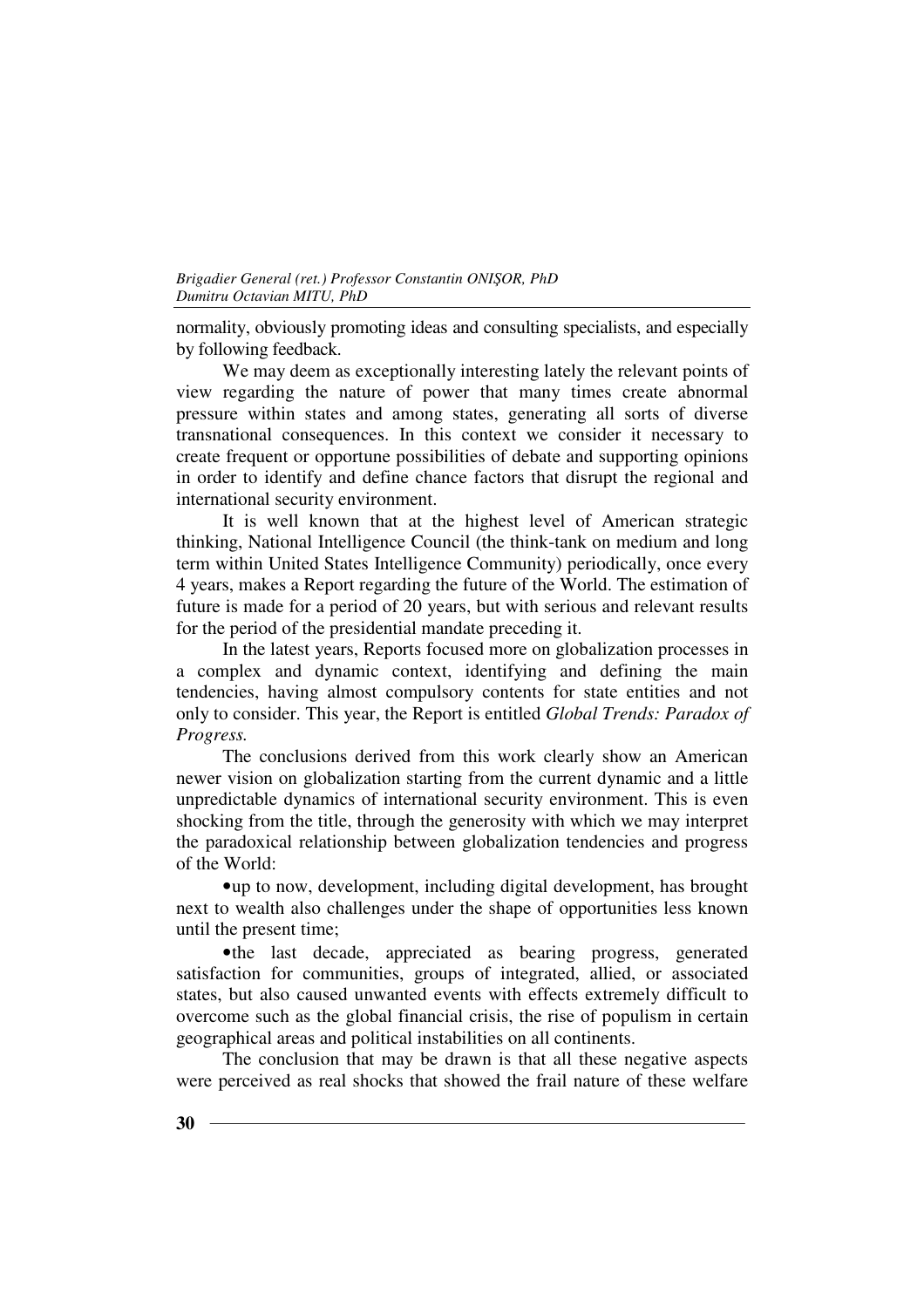normality, obviously promoting ideas and consulting specialists, and especially by following feedback.

We may deem as exceptionally interesting lately the relevant points of view regarding the nature of power that many times create abnormal pressure within states and among states, generating all sorts of diverse transnational consequences. In this context we consider it necessary to create frequent or opportune possibilities of debate and supporting opinions in order to identify and define chance factors that disrupt the regional and international security environment.

It is well known that at the highest level of American strategic thinking, National Intelligence Council (the think-tank on medium and long term within United States Intelligence Community) periodically, once every 4 years, makes a Report regarding the future of the World. The estimation of future is made for a period of 20 years, but with serious and relevant results for the period of the presidential mandate preceding it.

In the latest years, Reports focused more on globalization processes in a complex and dynamic context, identifying and defining the main tendencies, having almost compulsory contents for state entities and not only to consider. This year, the Report is entitled *Global Trends: Paradox of Progress.*

The conclusions derived from this work clearly show an American newer vision on globalization starting from the current dynamic and a little unpredictable dynamics of international security environment. This is even shocking from the title, through the generosity with which we may interpret the paradoxical relationship between globalization tendencies and progress of the World:

- up to now, development, including digital development, has brought next to wealth also challenges under the shape of opportunities less known until the present time;
- the last decade, appreciated as bearing progress, generated satisfaction for communities, groups of integrated, allied, or associated states, but also caused unwanted events with effects extremely difficult to overcome such as the global financial crisis, the rise of populism in certain geographical areas and political instabilities on all continents.

The conclusion that may be drawn is that all these negative aspects were perceived as real shocks that showed the frail nature of these welfare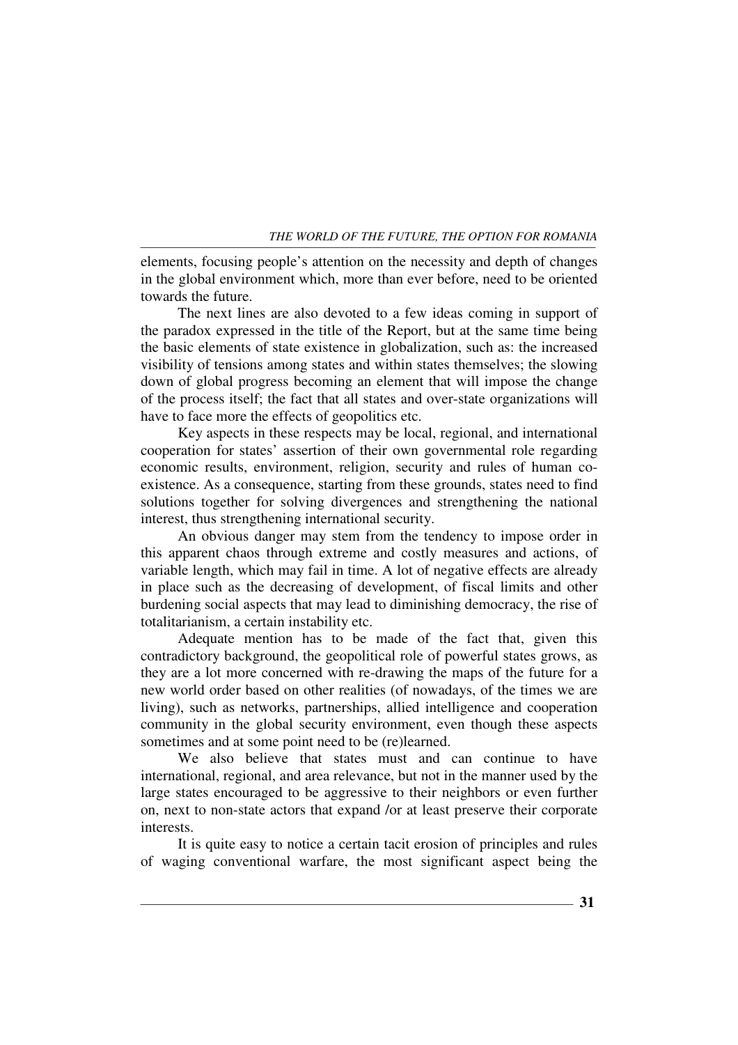elements, focusing people's attention on the necessity and depth of changes in the global environment which, more than ever before, need to be oriented towards the future.

The next lines are also devoted to a few ideas coming in support of the paradox expressed in the title of the Report, but at the same time being the basic elements of state existence in globalization, such as: the increased visibility of tensions among states and within states themselves; the slowing down of global progress becoming an element that will impose the change of the process itself; the fact that all states and over-state organizations will have to face more the effects of geopolitics etc.

Key aspects in these respects may be local, regional, and international cooperation for states' assertion of their own governmental role regarding economic results, environment, religion, security and rules of human co-existence. As a consequence, starting from these grounds, states need to find solutions together for solving divergences and strengthening the national interest, thus strengthening international security.

An obvious danger may stem from the tendency to impose order in this apparent chaos through extreme and costly measures and actions, of variable length, which may fail in time. A lot of negative effects are already in place such as the decreasing of development, of fiscal limits and other burdening social aspects that may lead to diminishing democracy, the rise of totalitarianism, a certain instability etc.

Adequate mention has to be made of the fact that, given this contradictory background, the geopolitical role of powerful states grows, as they are a lot more concerned with re-drawing the maps of the future for a new world order based on other realities (of nowadays, of the times we are living), such as networks, partnerships, allied intelligence and cooperation community in the global security environment, even though these aspects sometimes and at some point need to be (re)learned.

We also believe that states must and can continue to have international, regional, and area relevance, but not in the manner used by the large states encouraged to be aggressive to their neighbors or even further on, next to non-state actors that expand /or at least preserve their corporate interests.

It is quite easy to notice a certain tacit erosion of principles and rules of waging conventional warfare, the most significant aspect being the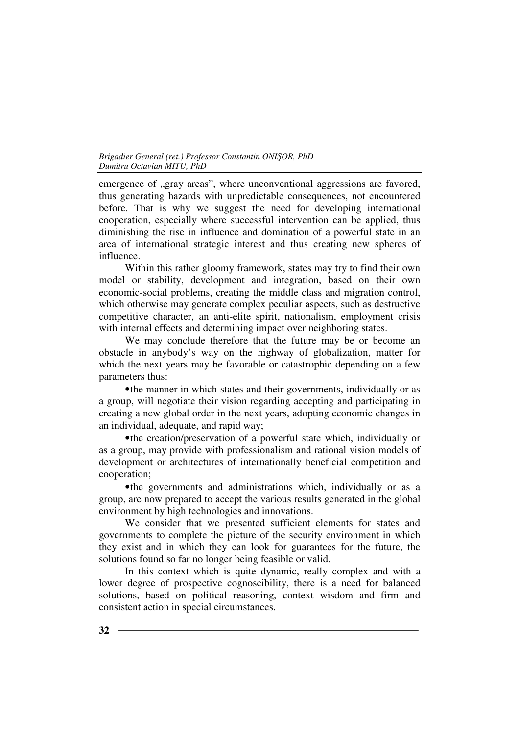emergence of „gray areas", where unconventional aggressions are favored, thus generating hazards with unpredictable consequences, not encountered before. That is why we suggest the need for developing international cooperation, especially where successful intervention can be applied, thus diminishing the rise in influence and domination of a powerful state in an area of international strategic interest and thus creating new spheres of influence.

Within this rather gloomy framework, states may try to find their own model or stability, development and integration, based on their own economic-social problems, creating the middle class and migration control, which otherwise may generate complex peculiar aspects, such as destructive competitive character, an anti-elite spirit, nationalism, employment crisis with internal effects and determining impact over neighboring states.

We may conclude therefore that the future may be or become an obstacle in anybody's way on the highway of globalization, matter for which the next years may be favorable or catastrophic depending on a few parameters thus:

- the manner in which states and their governments, individually or as a group, will negotiate their vision regarding accepting and participating in creating a new global order in the next years, adopting economic changes in an individual, adequate, and rapid way;
- the creation/preservation of a powerful state which, individually or as a group, may provide with professionalism and rational vision models of development or architectures of internationally beneficial competition and cooperation;
- the governments and administrations which, individually or as a group, are now prepared to accept the various results generated in the global environment by high technologies and innovations.

We consider that we presented sufficient elements for states and governments to complete the picture of the security environment in which they exist and in which they can look for guarantees for the future, the solutions found so far no longer being feasible or valid.

In this context which is quite dynamic, really complex and with a lower degree of prospective cognoscibility, there is a need for balanced solutions, based on political reasoning, context wisdom and firm and consistent action in special circumstances.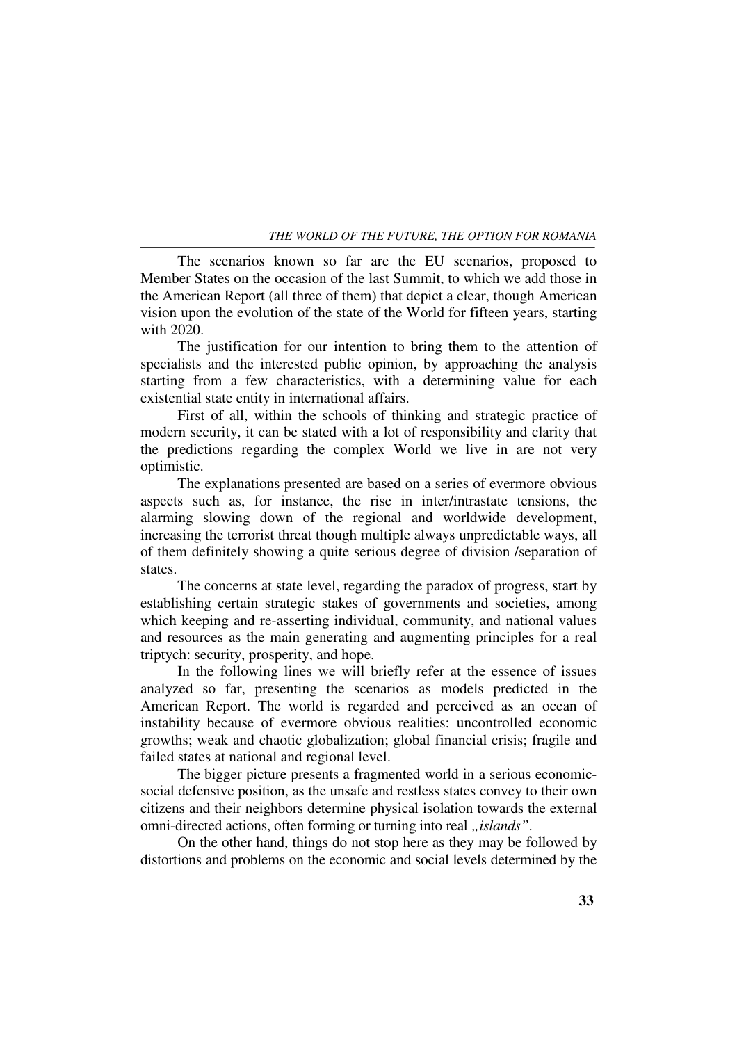The scenarios known so far are the EU scenarios, proposed to Member States on the occasion of the last Summit, to which we add those in the American Report (all three of them) that depict a clear, though American vision upon the evolution of the state of the World for fifteen years, starting with 2020.

The justification for our intention to bring them to the attention of specialists and the interested public opinion, by approaching the analysis starting from a few characteristics, with a determining value for each existential state entity in international affairs.

First of all, within the schools of thinking and strategic practice of modern security, it can be stated with a lot of responsibility and clarity that the predictions regarding the complex World we live in are not very optimistic.

The explanations presented are based on a series of evermore obvious aspects such as, for instance, the rise in inter/intrastate tensions, the alarming slowing down of the regional and worldwide development, increasing the terrorist threat though multiple always unpredictable ways, all of them definitely showing a quite serious degree of division /separation of states.

The concerns at state level, regarding the paradox of progress, start by establishing certain strategic stakes of governments and societies, among which keeping and re-asserting individual, community, and national values and resources as the main generating and augmenting principles for a real triptych: security, prosperity, and hope.

In the following lines we will briefly refer at the essence of issues analyzed so far, presenting the scenarios as models predicted in the American Report. The world is regarded and perceived as an ocean of instability because of evermore obvious realities: uncontrolled economic growths; weak and chaotic globalization; global financial crisis; fragile and failed states at national and regional level.

The bigger picture presents a fragmented world in a serious economic-social defensive position, as the unsafe and restless states convey to their own citizens and their neighbors determine physical isolation towards the external omni-directed actions, often forming or turning into real *„islands"*.

On the other hand, things do not stop here as they may be followed by distortions and problems on the economic and social levels determined by the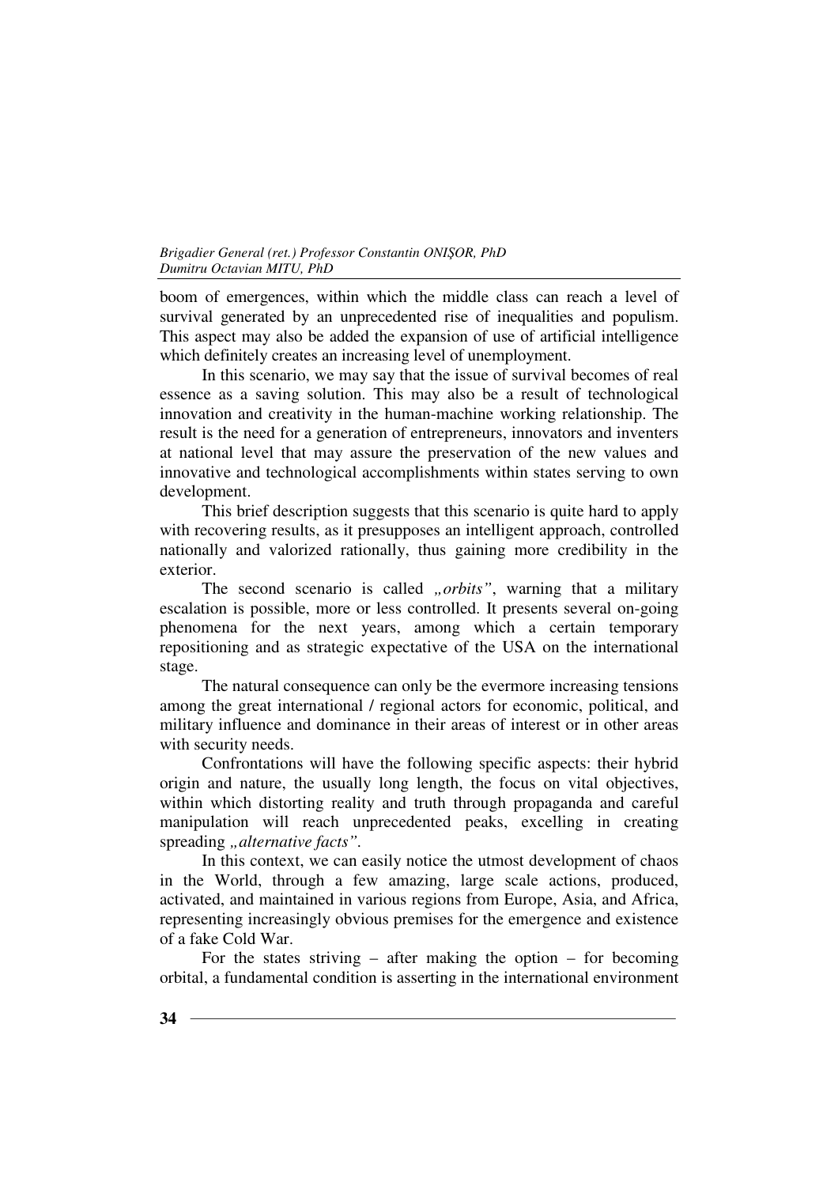boom of emergences, within which the middle class can reach a level of survival generated by an unprecedented rise of inequalities and populism. This aspect may also be added the expansion of use of artificial intelligence which definitely creates an increasing level of unemployment.

In this scenario, we may say that the issue of survival becomes of real essence as a saving solution. This may also be a result of technological innovation and creativity in the human-machine working relationship. The result is the need for a generation of entrepreneurs, innovators and inventers at national level that may assure the preservation of the new values and innovative and technological accomplishments within states serving to own development.

This brief description suggests that this scenario is quite hard to apply with recovering results, as it presupposes an intelligent approach, controlled nationally and valorized rationally, thus gaining more credibility in the exterior.

The second scenario is called *„orbits"*, warning that a military escalation is possible, more or less controlled. It presents several on-going phenomena for the next years, among which a certain temporary repositioning and as strategic expectative of the USA on the international stage.

The natural consequence can only be the evermore increasing tensions among the great international / regional actors for economic, political, and military influence and dominance in their areas of interest or in other areas with security needs.

Confrontations will have the following specific aspects: their hybrid origin and nature, the usually long length, the focus on vital objectives, within which distorting reality and truth through propaganda and careful manipulation will reach unprecedented peaks, excelling in creating spreading *„alternative facts"*.

In this context, we can easily notice the utmost development of chaos in the World, through a few amazing, large scale actions, produced, activated, and maintained in various regions from Europe, Asia, and Africa, representing increasingly obvious premises for the emergence and existence of a fake Cold War.

For the states striving – after making the option – for becoming orbital, a fundamental condition is asserting in the international environment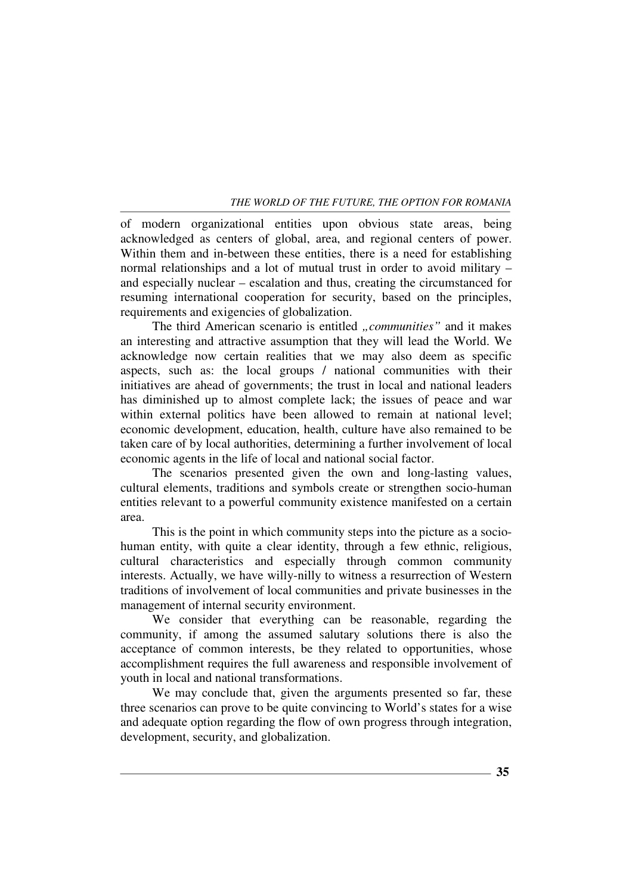of modern organizational entities upon obvious state areas, being acknowledged as centers of global, area, and regional centers of power. Within them and in-between these entities, there is a need for establishing normal relationships and a lot of mutual trust in order to avoid military – and especially nuclear – escalation and thus, creating the circumstanced for resuming international cooperation for security, based on the principles, requirements and exigencies of globalization.

The third American scenario is entitled *„communities"* and it makes an interesting and attractive assumption that they will lead the World. We acknowledge now certain realities that we may also deem as specific aspects, such as: the local groups / national communities with their initiatives are ahead of governments; the trust in local and national leaders has diminished up to almost complete lack; the issues of peace and war within external politics have been allowed to remain at national level; economic development, education, health, culture have also remained to be taken care of by local authorities, determining a further involvement of local economic agents in the life of local and national social factor.

The scenarios presented given the own and long-lasting values, cultural elements, traditions and symbols create or strengthen socio-human entities relevant to a powerful community existence manifested on a certain area.

This is the point in which community steps into the picture as a socio-human entity, with quite a clear identity, through a few ethnic, religious, cultural characteristics and especially through common community interests. Actually, we have willy-nilly to witness a resurrection of Western traditions of involvement of local communities and private businesses in the management of internal security environment.

We consider that everything can be reasonable, regarding the community, if among the assumed salutary solutions there is also the acceptance of common interests, be they related to opportunities, whose accomplishment requires the full awareness and responsible involvement of youth in local and national transformations.

We may conclude that, given the arguments presented so far, these three scenarios can prove to be quite convincing to World's states for a wise and adequate option regarding the flow of own progress through integration, development, security, and globalization.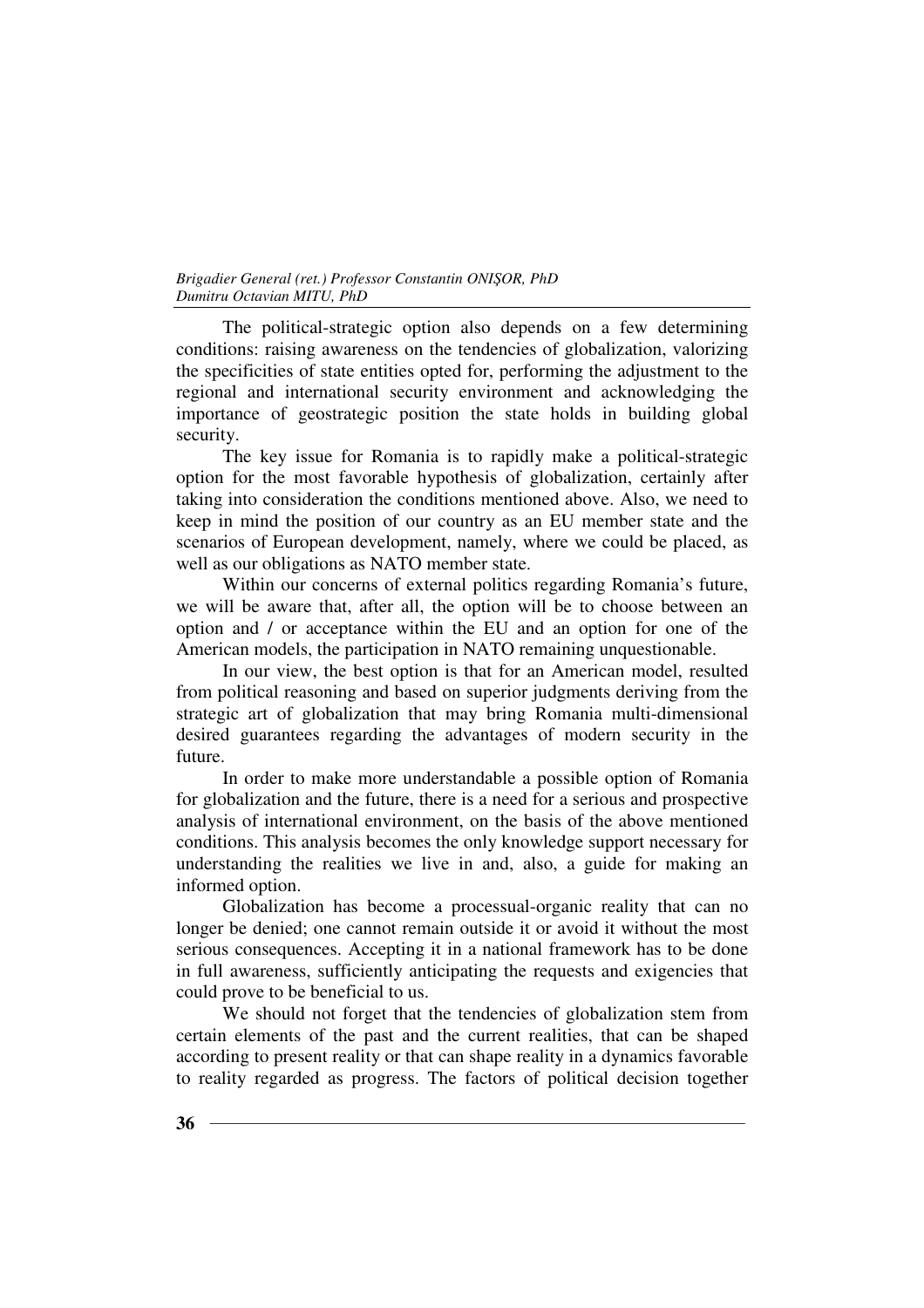The political-strategic option also depends on a few determining conditions: raising awareness on the tendencies of globalization, valorizing the specificities of state entities opted for, performing the adjustment to the regional and international security environment and acknowledging the importance of geostrategic position the state holds in building global security.

The key issue for Romania is to rapidly make a political-strategic option for the most favorable hypothesis of globalization, certainly after taking into consideration the conditions mentioned above. Also, we need to keep in mind the position of our country as an EU member state and the scenarios of European development, namely, where we could be placed, as well as our obligations as NATO member state.

Within our concerns of external politics regarding Romania's future, we will be aware that, after all, the option will be to choose between an option and / or acceptance within the EU and an option for one of the American models, the participation in NATO remaining unquestionable.

In our view, the best option is that for an American model, resulted from political reasoning and based on superior judgments deriving from the strategic art of globalization that may bring Romania multi-dimensional desired guarantees regarding the advantages of modern security in the future.

In order to make more understandable a possible option of Romania for globalization and the future, there is a need for a serious and prospective analysis of international environment, on the basis of the above mentioned conditions. This analysis becomes the only knowledge support necessary for understanding the realities we live in and, also, a guide for making an informed option.

Globalization has become a processual-organic reality that can no longer be denied; one cannot remain outside it or avoid it without the most serious consequences. Accepting it in a national framework has to be done in full awareness, sufficiently anticipating the requests and exigencies that could prove to be beneficial to us.

We should not forget that the tendencies of globalization stem from certain elements of the past and the current realities, that can be shaped according to present reality or that can shape reality in a dynamics favorable to reality regarded as progress. The factors of political decision together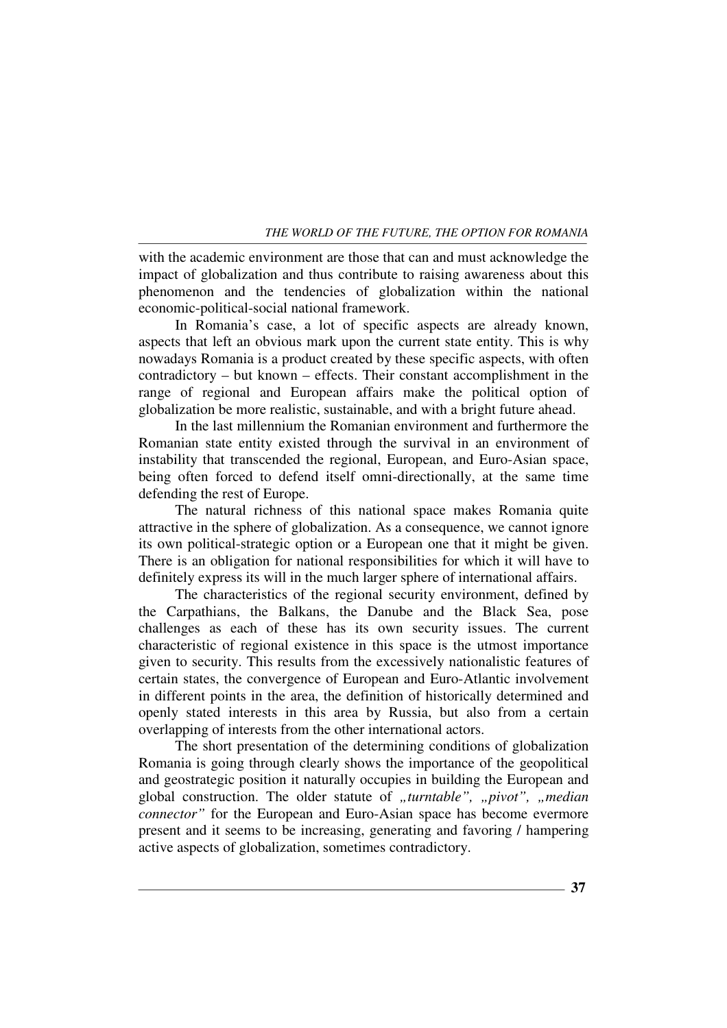with the academic environment are those that can and must acknowledge the impact of globalization and thus contribute to raising awareness about this phenomenon and the tendencies of globalization within the national economic-political-social national framework.

In Romania's case, a lot of specific aspects are already known, aspects that left an obvious mark upon the current state entity. This is why nowadays Romania is a product created by these specific aspects, with often contradictory – but known – effects. Their constant accomplishment in the range of regional and European affairs make the political option of globalization be more realistic, sustainable, and with a bright future ahead.

In the last millennium the Romanian environment and furthermore the Romanian state entity existed through the survival in an environment of instability that transcended the regional, European, and Euro-Asian space, being often forced to defend itself omni-directionally, at the same time defending the rest of Europe.

The natural richness of this national space makes Romania quite attractive in the sphere of globalization. As a consequence, we cannot ignore its own political-strategic option or a European one that it might be given. There is an obligation for national responsibilities for which it will have to definitely express its will in the much larger sphere of international affairs.

The characteristics of the regional security environment, defined by the Carpathians, the Balkans, the Danube and the Black Sea, pose challenges as each of these has its own security issues. The current characteristic of regional existence in this space is the utmost importance given to security. This results from the excessively nationalistic features of certain states, the convergence of European and Euro-Atlantic involvement in different points in the area, the definition of historically determined and openly stated interests in this area by Russia, but also from a certain overlapping of interests from the other international actors.

The short presentation of the determining conditions of globalization Romania is going through clearly shows the importance of the geopolitical and geostrategic position it naturally occupies in building the European and global construction. The older statute of *„turntable", „pivot", „median connector"* for the European and Euro-Asian space has become evermore present and it seems to be increasing, generating and favoring / hampering active aspects of globalization, sometimes contradictory.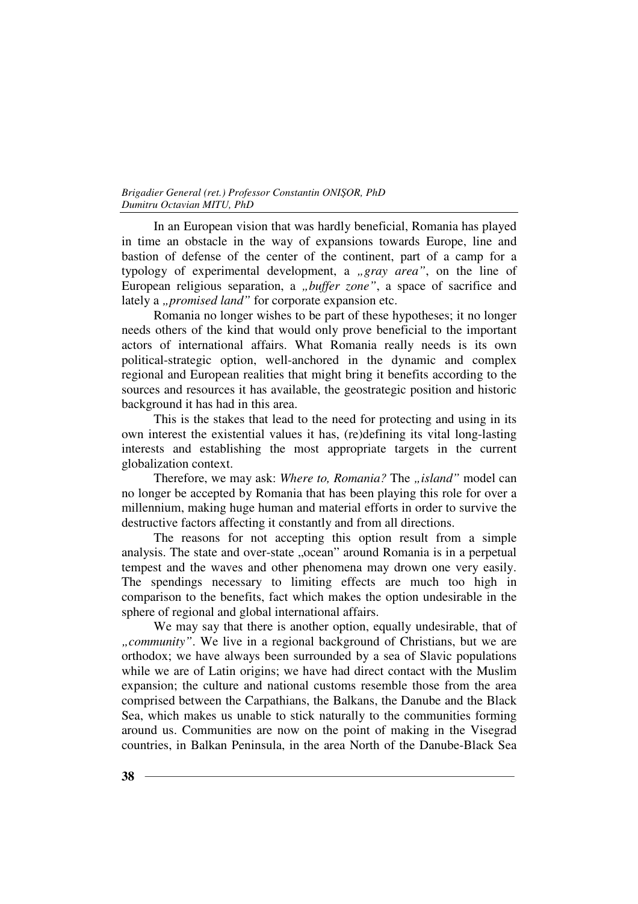In an European vision that was hardly beneficial, Romania has played in time an obstacle in the way of expansions towards Europe, line and bastion of defense of the center of the continent, part of a camp for a typology of experimental development, a *„gray area”*, on the line of European religious separation, a *„buffer zone”*, a space of sacrifice and lately a *„promised land”* for corporate expansion etc.

Romania no longer wishes to be part of these hypotheses; it no longer needs others of the kind that would only prove beneficial to the important actors of international affairs. What Romania really needs is its own political-strategic option, well-anchored in the dynamic and complex regional and European realities that might bring it benefits according to the sources and resources it has available, the geostrategic position and historic background it has had in this area.

This is the stakes that lead to the need for protecting and using in its own interest the existential values it has, (re)defining its vital long-lasting interests and establishing the most appropriate targets in the current globalization context.

Therefore, we may ask: *Where to, Romania?* The *„island”* model can no longer be accepted by Romania that has been playing this role for over a millennium, making huge human and material efforts in order to survive the destructive factors affecting it constantly and from all directions.

The reasons for not accepting this option result from a simple analysis. The state and over-state „ocean” around Romania is in a perpetual tempest and the waves and other phenomena may drown one very easily. The spendings necessary to limiting effects are much too high in comparison to the benefits, fact which makes the option undesirable in the sphere of regional and global international affairs.

We may say that there is another option, equally undesirable, that of *„community”*. We live in a regional background of Christians, but we are orthodox; we have always been surrounded by a sea of Slavic populations while we are of Latin origins; we have had direct contact with the Muslim expansion; the culture and national customs resemble those from the area comprised between the Carpathians, the Balkans, the Danube and the Black Sea, which makes us unable to stick naturally to the communities forming around us. Communities are now on the point of making in the Visegrad countries, in Balkan Peninsula, in the area North of the Danube-Black Sea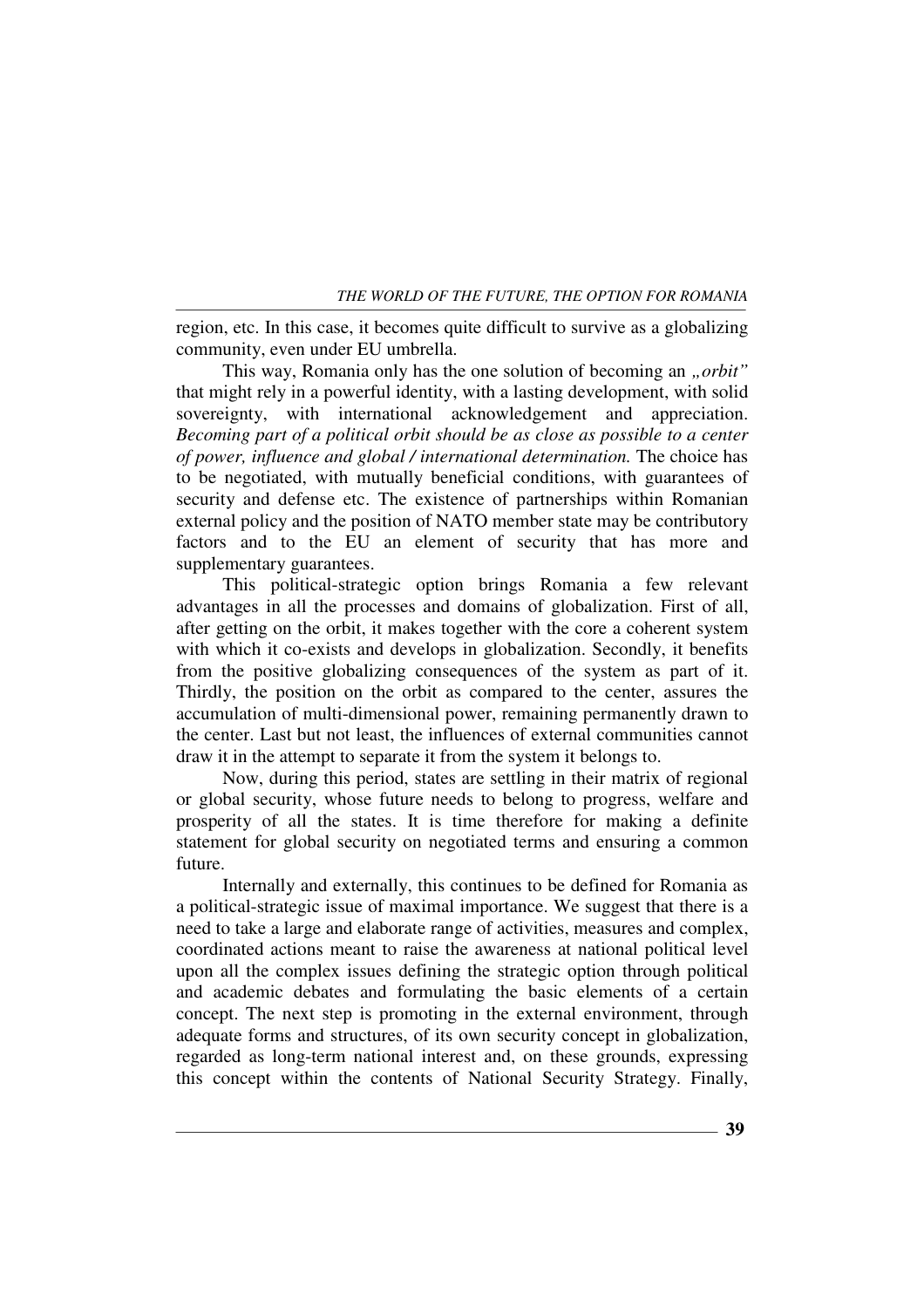region, etc. In this case, it becomes quite difficult to survive as a globalizing community, even under EU umbrella.

This way, Romania only has the one solution of becoming an *„orbit"* that might rely in a powerful identity, with a lasting development, with solid sovereignty, with international acknowledgement and appreciation. *Becoming part of a political orbit should be as close as possible to a center of power, influence and global / international determination.* The choice has to be negotiated, with mutually beneficial conditions, with guarantees of security and defense etc. The existence of partnerships within Romanian external policy and the position of NATO member state may be contributory factors and to the EU an element of security that has more and supplementary guarantees.

This political-strategic option brings Romania a few relevant advantages in all the processes and domains of globalization. First of all, after getting on the orbit, it makes together with the core a coherent system with which it co-exists and develops in globalization. Secondly, it benefits from the positive globalizing consequences of the system as part of it. Thirdly, the position on the orbit as compared to the center, assures the accumulation of multi-dimensional power, remaining permanently drawn to the center. Last but not least, the influences of external communities cannot draw it in the attempt to separate it from the system it belongs to.

Now, during this period, states are settling in their matrix of regional or global security, whose future needs to belong to progress, welfare and prosperity of all the states. It is time therefore for making a definite statement for global security on negotiated terms and ensuring a common future.

Internally and externally, this continues to be defined for Romania as a political-strategic issue of maximal importance. We suggest that there is a need to take a large and elaborate range of activities, measures and complex, coordinated actions meant to raise the awareness at national political level upon all the complex issues defining the strategic option through political and academic debates and formulating the basic elements of a certain concept. The next step is promoting in the external environment, through adequate forms and structures, of its own security concept in globalization, regarded as long-term national interest and, on these grounds, expressing this concept within the contents of National Security Strategy. Finally,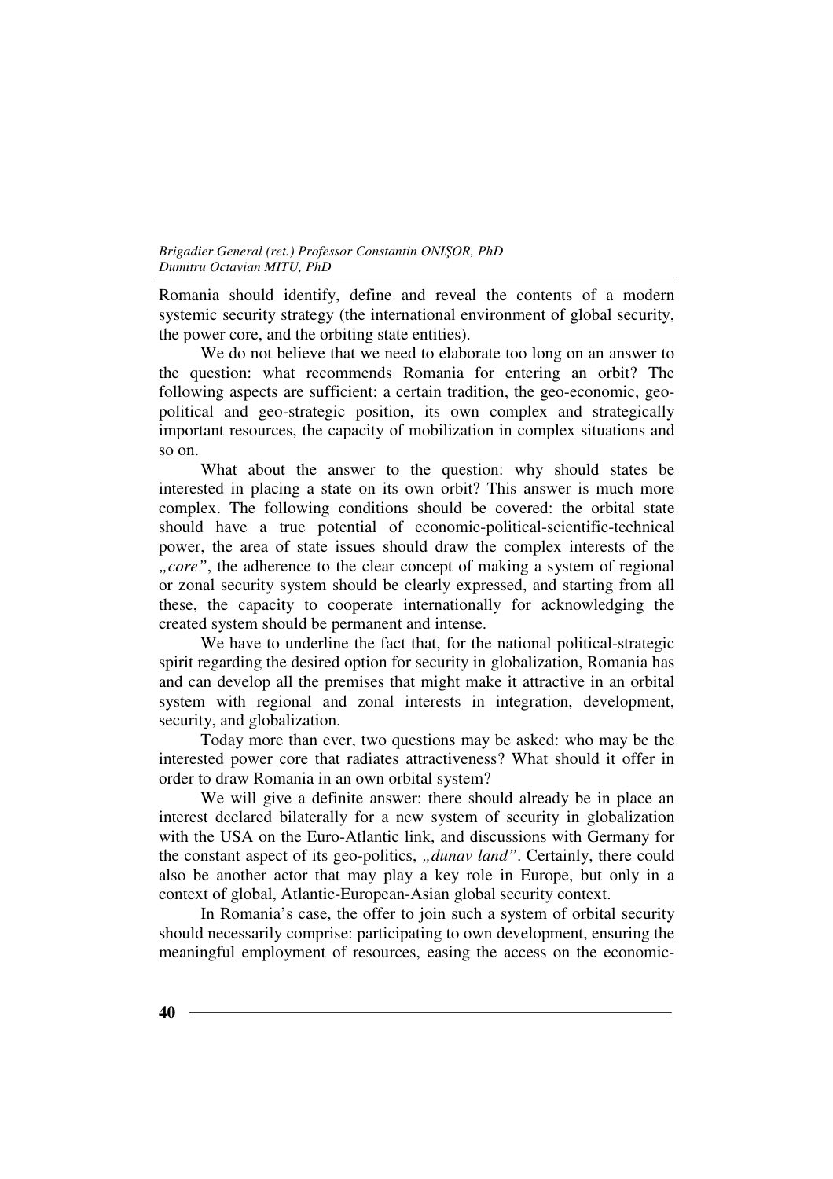Romania should identify, define and reveal the contents of a modern systemic security strategy (the international environment of global security, the power core, and the orbiting state entities).

We do not believe that we need to elaborate too long on an answer to the question: what recommends Romania for entering an orbit? The following aspects are sufficient: a certain tradition, the geo-economic, geo-political and geo-strategic position, its own complex and strategically important resources, the capacity of mobilization in complex situations and so on.

What about the answer to the question: why should states be interested in placing a state on its own orbit? This answer is much more complex. The following conditions should be covered: the orbital state should have a true potential of economic-political-scientific-technical power, the area of state issues should draw the complex interests of the *„core"*, the adherence to the clear concept of making a system of regional or zonal security system should be clearly expressed, and starting from all these, the capacity to cooperate internationally for acknowledging the created system should be permanent and intense.

We have to underline the fact that, for the national political-strategic spirit regarding the desired option for security in globalization, Romania has and can develop all the premises that might make it attractive in an orbital system with regional and zonal interests in integration, development, security, and globalization.

Today more than ever, two questions may be asked: who may be the interested power core that radiates attractiveness? What should it offer in order to draw Romania in an own orbital system?

We will give a definite answer: there should already be in place an interest declared bilaterally for a new system of security in globalization with the USA on the Euro-Atlantic link, and discussions with Germany for the constant aspect of its geo-politics, *„dunav land"*. Certainly, there could also be another actor that may play a key role in Europe, but only in a context of global, Atlantic-European-Asian global security context.

In Romania's case, the offer to join such a system of orbital security should necessarily comprise: participating to own development, ensuring the meaningful employment of resources, easing the access on the economic-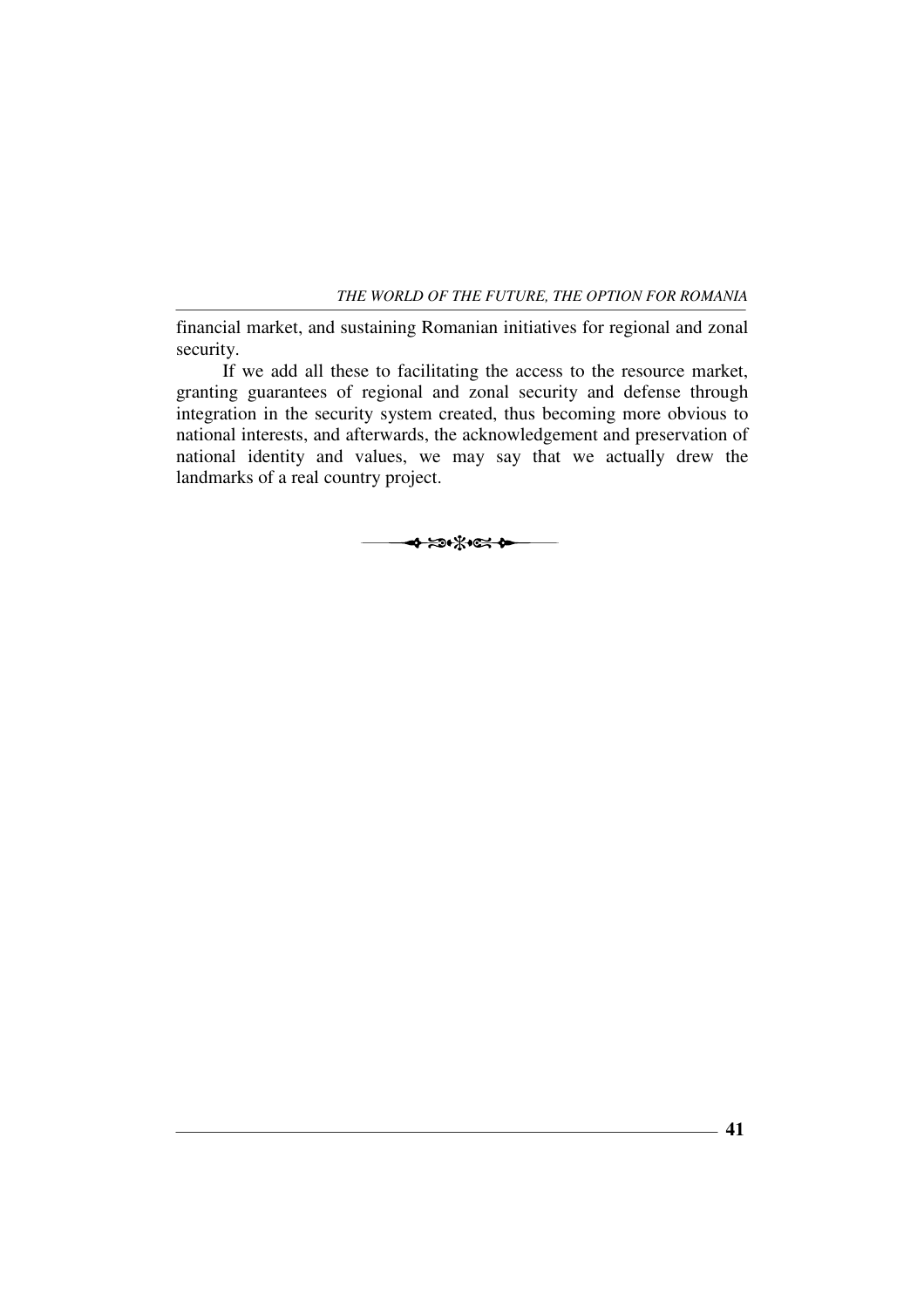financial market, and sustaining Romanian initiatives for regional and zonal security.

If we add all these to facilitating the access to the resource market, granting guarantees of regional and zonal security and defense through integration in the security system created, thus becoming more obvious to national interests, and afterwards, the acknowledgement and preservation of national identity and values, we may say that we actually drew the landmarks of a real country project.